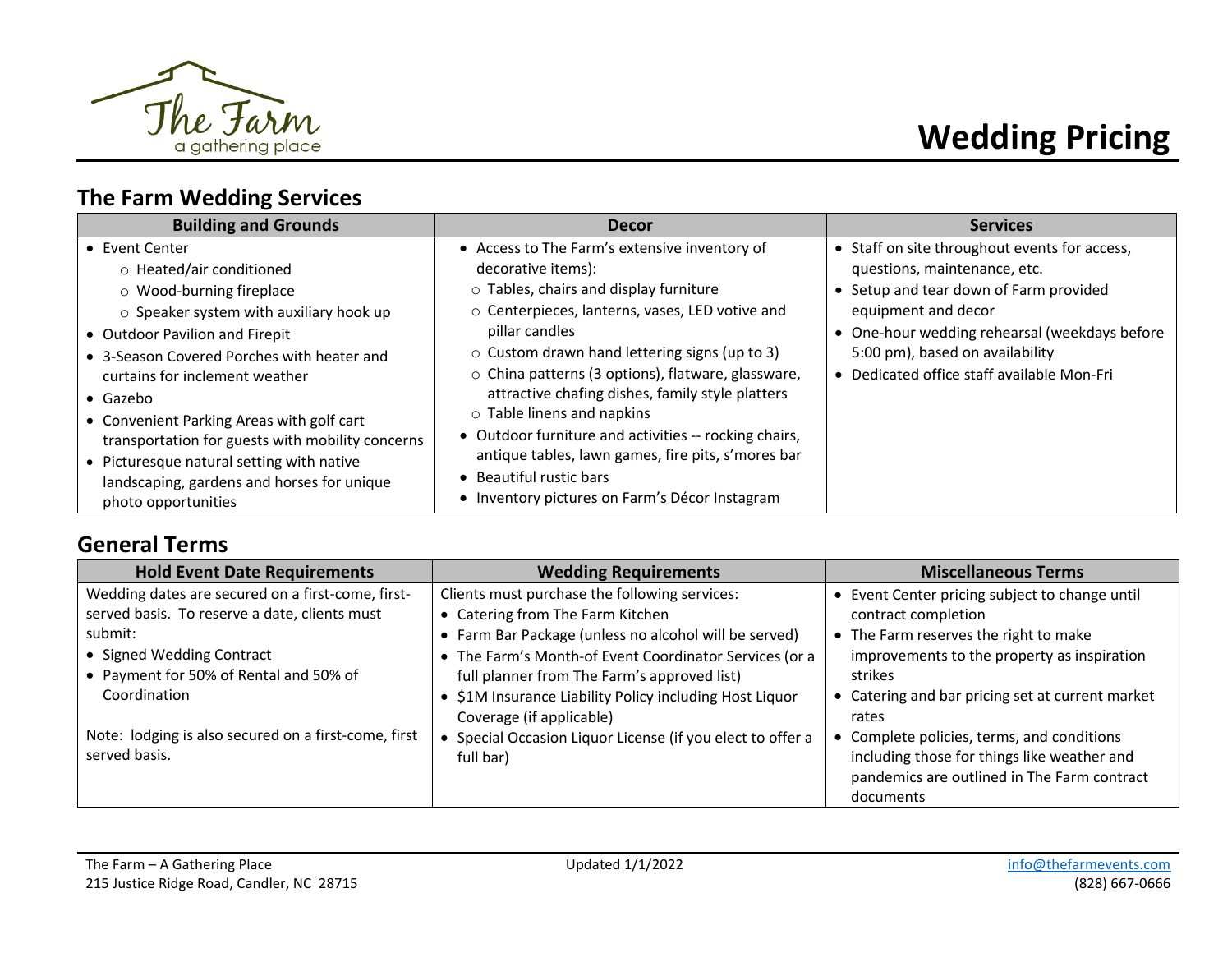# Wedding Pricing

## The Farm Wedding Services

| Building and Grounds | Decor | Services |
|---|---|---|
| • Event Center<br>  ○ Heated/air conditioned<br>  ○ Wood-burning fireplace<br>  ○ Speaker system with auxiliary hook up<br>• Outdoor Pavilion and Firepit<br>• 3-Season Covered Porches with heater and curtains for inclement weather<br>• Gazebo<br>• Convenient Parking Areas with golf cart transportation for guests with mobility concerns<br>• Picturesque natural setting with native landscaping, gardens and horses for unique photo opportunities | • Access to The Farm's extensive inventory of decorative items):<br>  ○ Tables, chairs and display furniture<br>  ○ Centerpieces, lanterns, vases, LED votive and pillar candles<br>  ○ Custom drawn hand lettering signs (up to 3)<br>  ○ China patterns (3 options), flatware, glassware, attractive chafing dishes, family style platters<br>  ○ Table linens and napkins<br>• Outdoor furniture and activities -- rocking chairs, antique tables, lawn games, fire pits, s'mores bar<br>• Beautiful rustic bars<br>• Inventory pictures on Farm's Décor Instagram | • Staff on site throughout events for access, questions, maintenance, etc.<br>• Setup and tear down of Farm provided equipment and decor<br>• One-hour wedding rehearsal (weekdays before 5:00 pm), based on availability<br>• Dedicated office staff available Mon-Fri |

## General Terms

| Hold Event Date Requirements | Wedding Requirements | Miscellaneous Terms |
|---|---|---|
| Wedding dates are secured on a first-come, first-served basis. To reserve a date, clients must submit:<br>• Signed Wedding Contract<br>• Payment for 50% of Rental and 50% of Coordination<br><br>Note: lodging is also secured on a first-come, first served basis. | Clients must purchase the following services:<br>• Catering from The Farm Kitchen<br>• Farm Bar Package (unless no alcohol will be served)<br>• The Farm's Month-of Event Coordinator Services (or a full planner from The Farm's approved list)<br>• $1M Insurance Liability Policy including Host Liquor Coverage (if applicable)<br>• Special Occasion Liquor License (if you elect to offer a full bar) | • Event Center pricing subject to change until contract completion<br>• The Farm reserves the right to make improvements to the property as inspiration strikes<br>• Catering and bar pricing set at current market rates<br>• Complete policies, terms, and conditions including those for things like weather and pandemics are outlined in The Farm contract documents |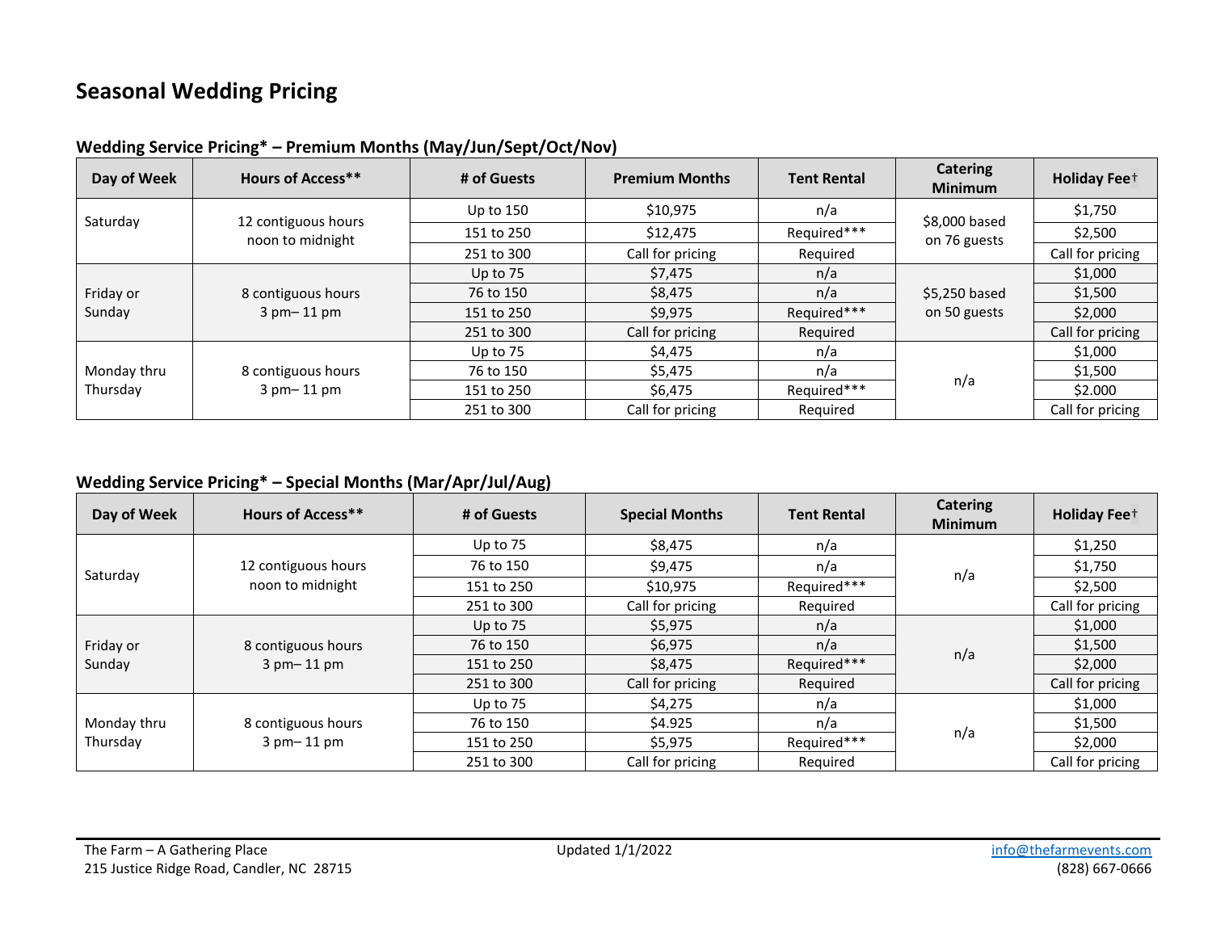# Seasonal Wedding Pricing

### Wedding Service Pricing* – Premium Months (May/Jun/Sept/Oct/Nov)

| Day of Week | Hours of Access** | # of Guests | Premium Months | Tent Rental | Catering Minimum | Holiday Fee† |
|---|---|---|---|---|---|---|
| Saturday | 12 contiguous hours noon to midnight | Up to 150 | $10,975 | n/a | $8,000 based on 76 guests | $1,750 |
| | | 151 to 250 | $12,475 | Required*** | | $2,500 |
| | | 251 to 300 | Call for pricing | Required | | Call for pricing |
| Friday or Sunday | 8 contiguous hours 3 pm– 11 pm | Up to 75 | $7,475 | n/a | $5,250 based on 50 guests | $1,000 |
| | | 76 to 150 | $8,475 | n/a | | $1,500 |
| | | 151 to 250 | $9,975 | Required*** | | $2,000 |
| | | 251 to 300 | Call for pricing | Required | | Call for pricing |
| Monday thru Thursday | 8 contiguous hours 3 pm– 11 pm | Up to 75 | $4,475 | n/a | n/a | $1,000 |
| | | 76 to 150 | $5,475 | n/a | | $1,500 |
| | | 151 to 250 | $6,475 | Required*** | | $2.000 |
| | | 251 to 300 | Call for pricing | Required | | Call for pricing |

### Wedding Service Pricing* – Special Months (Mar/Apr/Jul/Aug)

| Day of Week | Hours of Access** | # of Guests | Special Months | Tent Rental | Catering Minimum | Holiday Fee† |
|---|---|---|---|---|---|---|
| Saturday | 12 contiguous hours noon to midnight | Up to 75 | $8,475 | n/a | n/a | $1,250 |
| | | 76 to 150 | $9,475 | n/a | | $1,750 |
| | | 151 to 250 | $10,975 | Required*** | | $2,500 |
| | | 251 to 300 | Call for pricing | Required | | Call for pricing |
| Friday or Sunday | 8 contiguous hours 3 pm– 11 pm | Up to 75 | $5,975 | n/a | n/a | $1,000 |
| | | 76 to 150 | $6,975 | n/a | | $1,500 |
| | | 151 to 250 | $8,475 | Required*** | | $2,000 |
| | | 251 to 300 | Call for pricing | Required | | Call for pricing |
| Monday thru Thursday | 8 contiguous hours 3 pm– 11 pm | Up to 75 | $4,275 | n/a | n/a | $1,000 |
| | | 76 to 150 | $4.925 | n/a | | $1,500 |
| | | 151 to 250 | $5,975 | Required*** | | $2,000 |
| | | 251 to 300 | Call for pricing | Required | | Call for pricing |

The Farm – A Gathering Place
215 Justice Ridge Road, Candler, NC 28715

Updated 1/1/2022

info@thefarmevents.com
(828) 667-0666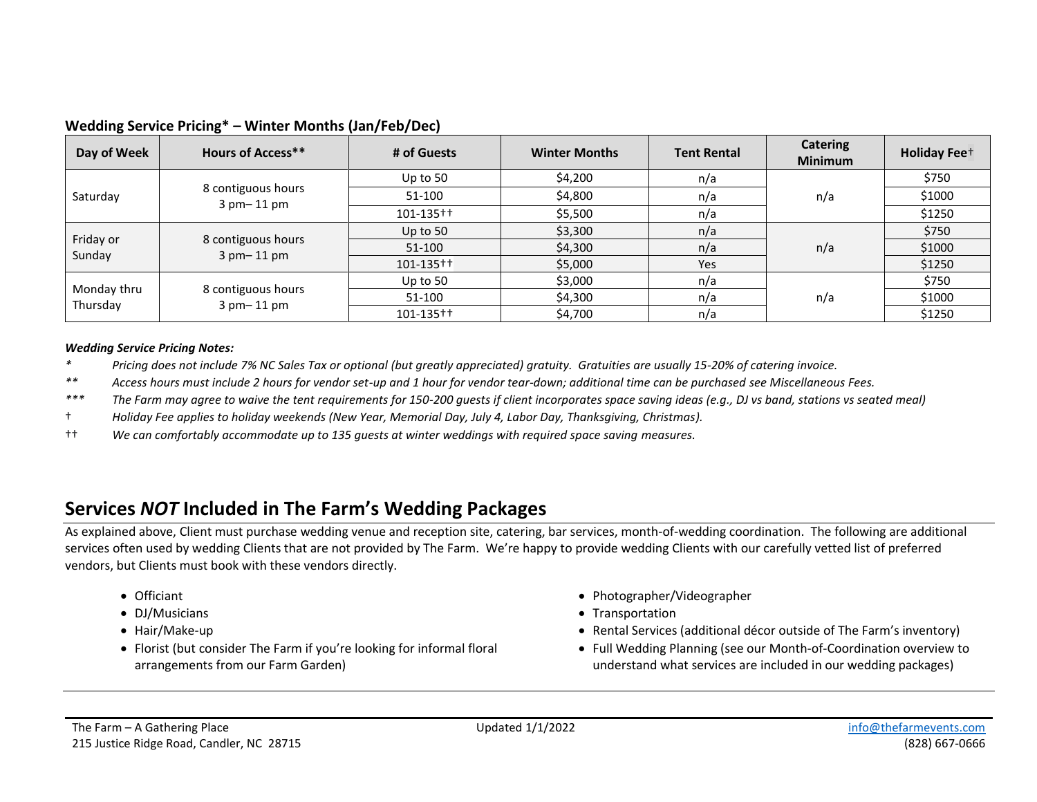**Wedding Service Pricing* – Winter Months (Jan/Feb/Dec)**

| Day of Week | Hours of Access** | # of Guests | Winter Months | Tent Rental | Catering Minimum | Holiday Fee† |
|---|---|---|---|---|---|---|
| Saturday | 8 contiguous hours 3 pm– 11 pm | Up to 50 | $4,200 | n/a | n/a | $750 |
| | | 51-100 | $4,800 | n/a | | $1000 |
| | | 101-135†† | $5,500 | n/a | | $1250 |
| Friday or Sunday | 8 contiguous hours 3 pm– 11 pm | Up to 50 | $3,300 | n/a | n/a | $750 |
| | | 51-100 | $4,300 | n/a | | $1000 |
| | | 101-135†† | $5,000 | Yes | | $1250 |
| Monday thru Thursday | 8 contiguous hours 3 pm– 11 pm | Up to 50 | $3,000 | n/a | n/a | $750 |
| | | 51-100 | $4,300 | n/a | | $1000 |
| | | 101-135†† | $4,700 | n/a | | $1250 |

***Wedding Service Pricing Notes:***

*\** *Pricing does not include 7% NC Sales Tax or optional (but greatly appreciated) gratuity. Gratuities are usually 15-20% of catering invoice.*

*\*\** *Access hours must include 2 hours for vendor set-up and 1 hour for vendor tear-down; additional time can be purchased see Miscellaneous Fees.*

*\*\*\** *The Farm may agree to waive the tent requirements for 150-200 guests if client incorporates space saving ideas (e.g., DJ vs band, stations vs seated meal)*

† *Holiday Fee applies to holiday weekends (New Year, Memorial Day, July 4, Labor Day, Thanksgiving, Christmas).*

†† *We can comfortably accommodate up to 135 guests at winter weddings with required space saving measures.*

## Services *NOT* Included in The Farm's Wedding Packages

As explained above, Client must purchase wedding venue and reception site, catering, bar services, month-of-wedding coordination. The following are additional services often used by wedding Clients that are not provided by The Farm. We're happy to provide wedding Clients with our carefully vetted list of preferred vendors, but Clients must book with these vendors directly.

- Officiant
- DJ/Musicians
- Hair/Make-up
- Florist (but consider The Farm if you're looking for informal floral arrangements from our Farm Garden)
- Photographer/Videographer
- Transportation
- Rental Services (additional décor outside of The Farm's inventory)
- Full Wedding Planning (see our Month-of-Coordination overview to understand what services are included in our wedding packages)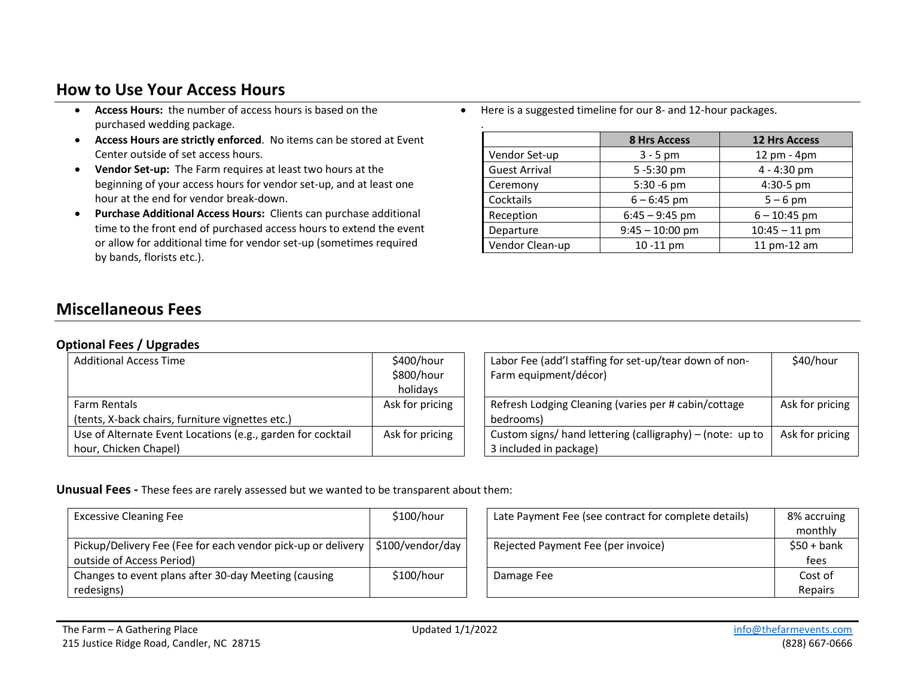## How to Use Your Access Hours

- **Access Hours:** the number of access hours is based on the purchased wedding package.
- **Access Hours are strictly enforced**. No items can be stored at Event Center outside of set access hours.
- **Vendor Set-up:** The Farm requires at least two hours at the beginning of your access hours for vendor set-up, and at least one hour at the end for vendor break-down.
- **Purchase Additional Access Hours:** Clients can purchase additional time to the front end of purchased access hours to extend the event or allow for additional time for vendor set-up (sometimes required by bands, florists etc.).
- Here is a suggested timeline for our 8- and 12-hour packages.

| | 8 Hrs Access | 12 Hrs Access |
|---|---|---|
| Vendor Set-up | 3 - 5 pm | 12 pm - 4pm |
| Guest Arrival | 5 -5:30 pm | 4 - 4:30 pm |
| Ceremony | 5:30 -6 pm | 4:30-5 pm |
| Cocktails | 6 – 6:45 pm | 5 – 6 pm |
| Reception | 6:45 – 9:45 pm | 6 – 10:45 pm |
| Departure | 9:45 – 10:00 pm | 10:45 – 11 pm |
| Vendor Clean-up | 10 -11 pm | 11 pm-12 am |

## Miscellaneous Fees

### Optional Fees / Upgrades

| | |
|---|---|
| Additional Access Time | $400/hour<br>$800/hour holidays |
| Farm Rentals<br>(tents, X-back chairs, furniture vignettes etc.) | Ask for pricing |
| Use of Alternate Event Locations (e.g., garden for cocktail hour, Chicken Chapel) | Ask for pricing |

| | |
|---|---|
| Labor Fee (add'l staffing for set-up/tear down of non-Farm equipment/décor) | $40/hour |
| Refresh Lodging Cleaning (varies per # cabin/cottage bedrooms) | Ask for pricing |
| Custom signs/ hand lettering (calligraphy) – (note: up to 3 included in package) | Ask for pricing |

**Unusual Fees -** These fees are rarely assessed but we wanted to be transparent about them:

| | |
|---|---|
| Excessive Cleaning Fee | $100/hour |
| Pickup/Delivery Fee (Fee for each vendor pick-up or delivery outside of Access Period) | $100/vendor/day |
| Changes to event plans after 30-day Meeting (causing redesigns) | $100/hour |

| | |
|---|---|
| Late Payment Fee (see contract for complete details) | 8% accruing monthly |
| Rejected Payment Fee (per invoice) | $50 + bank fees |
| Damage Fee | Cost of Repairs |

The Farm – A Gathering Place
215 Justice Ridge Road, Candler, NC 28715

Updated 1/1/2022

info@thefarmevents.com
(828) 667-0666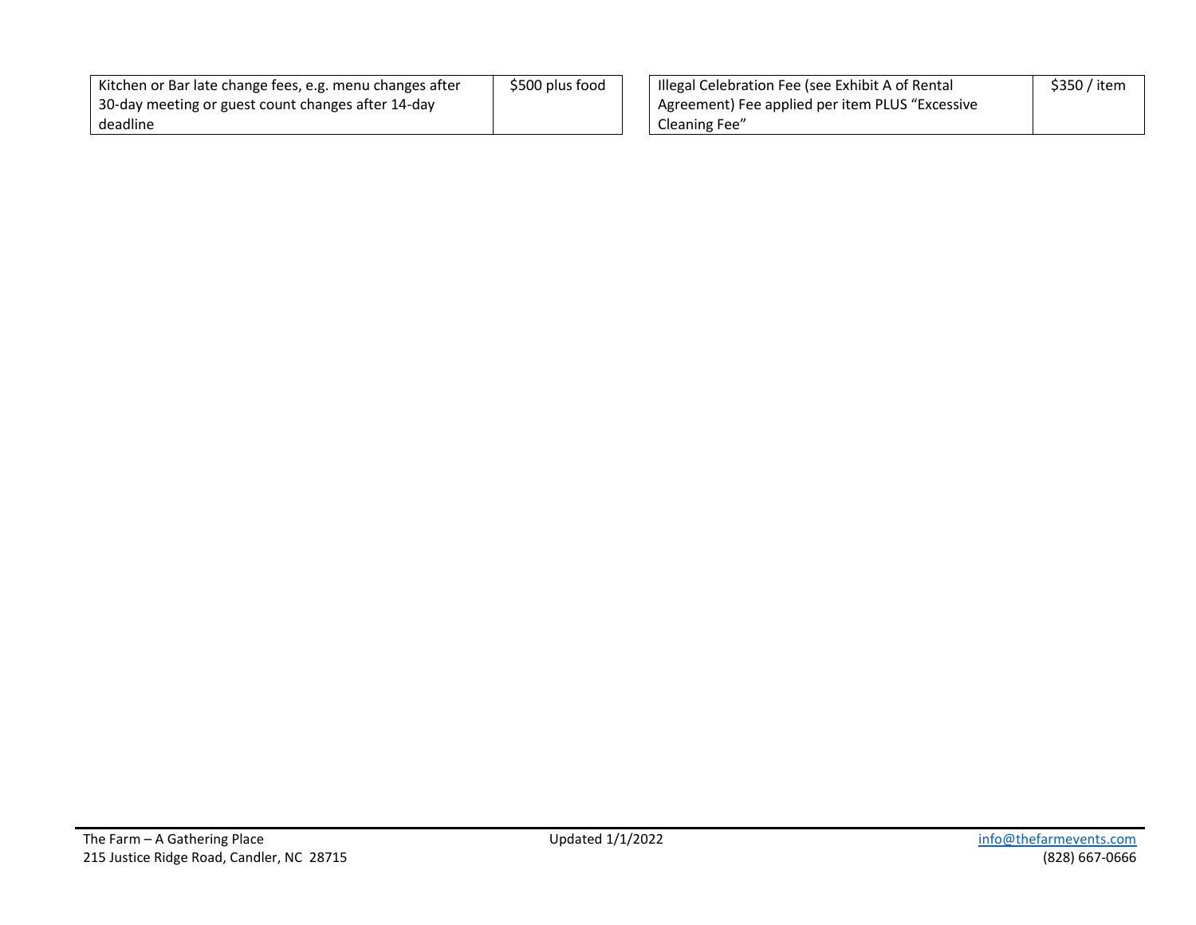| | |
|---|---|
| Kitchen or Bar late change fees, e.g. menu changes after 30-day meeting or guest count changes after 14-day deadline | $500 plus food |

| | |
|---|---|
| Illegal Celebration Fee (see Exhibit A of Rental Agreement) Fee applied per item PLUS "Excessive Cleaning Fee" | $350 / item |